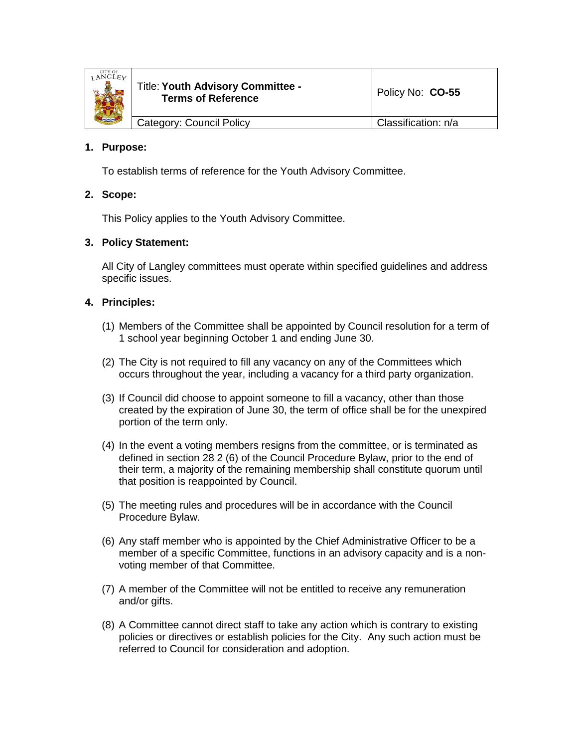| | Title: **Youth Advisory Committee - Terms of Reference** | Policy No: **CO-55** |
|---|---|---|
| | Category: Council Policy | Classification: n/a |

**1. Purpose:**

To establish terms of reference for the Youth Advisory Committee.

**2. Scope:**

This Policy applies to the Youth Advisory Committee.

**3. Policy Statement:**

All City of Langley committees must operate within specified guidelines and address specific issues.

**4. Principles:**

(1) Members of the Committee shall be appointed by Council resolution for a term of 1 school year beginning October 1 and ending June 30.

(2) The City is not required to fill any vacancy on any of the Committees which occurs throughout the year, including a vacancy for a third party organization.

(3) If Council did choose to appoint someone to fill a vacancy, other than those created by the expiration of June 30, the term of office shall be for the unexpired portion of the term only.

(4) In the event a voting members resigns from the committee, or is terminated as defined in section 28 2 (6) of the Council Procedure Bylaw, prior to the end of their term, a majority of the remaining membership shall constitute quorum until that position is reappointed by Council.

(5) The meeting rules and procedures will be in accordance with the Council Procedure Bylaw.

(6) Any staff member who is appointed by the Chief Administrative Officer to be a member of a specific Committee, functions in an advisory capacity and is a non-voting member of that Committee.

(7) A member of the Committee will not be entitled to receive any remuneration and/or gifts.

(8) A Committee cannot direct staff to take any action which is contrary to existing policies or directives or establish policies for the City. Any such action must be referred to Council for consideration and adoption.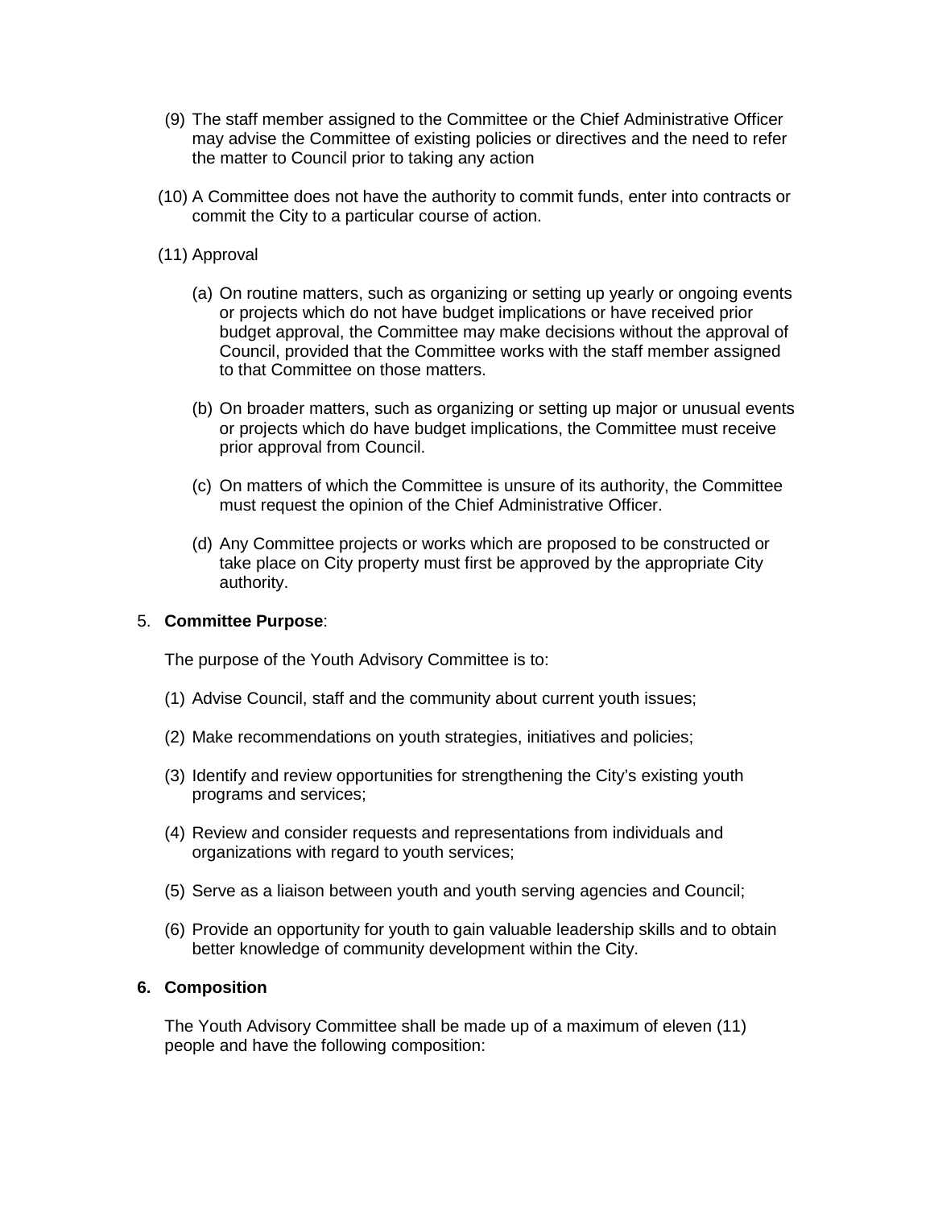(9) The staff member assigned to the Committee or the Chief Administrative Officer may advise the Committee of existing policies or directives and the need to refer the matter to Council prior to taking any action

(10) A Committee does not have the authority to commit funds, enter into contracts or commit the City to a particular course of action.

(11) Approval

(a) On routine matters, such as organizing or setting up yearly or ongoing events or projects which do not have budget implications or have received prior budget approval, the Committee may make decisions without the approval of Council, provided that the Committee works with the staff member assigned to that Committee on those matters.

(b) On broader matters, such as organizing or setting up major or unusual events or projects which do have budget implications, the Committee must receive prior approval from Council.

(c) On matters of which the Committee is unsure of its authority, the Committee must request the opinion of the Chief Administrative Officer.

(d) Any Committee projects or works which are proposed to be constructed or take place on City property must first be approved by the appropriate City authority.

5. **Committee Purpose**:

The purpose of the Youth Advisory Committee is to:

(1) Advise Council, staff and the community about current youth issues;

(2) Make recommendations on youth strategies, initiatives and policies;

(3) Identify and review opportunities for strengthening the City's existing youth programs and services;

(4) Review and consider requests and representations from individuals and organizations with regard to youth services;

(5) Serve as a liaison between youth and youth serving agencies and Council;

(6) Provide an opportunity for youth to gain valuable leadership skills and to obtain better knowledge of community development within the City.

**6. Composition**

The Youth Advisory Committee shall be made up of a maximum of eleven (11) people and have the following composition: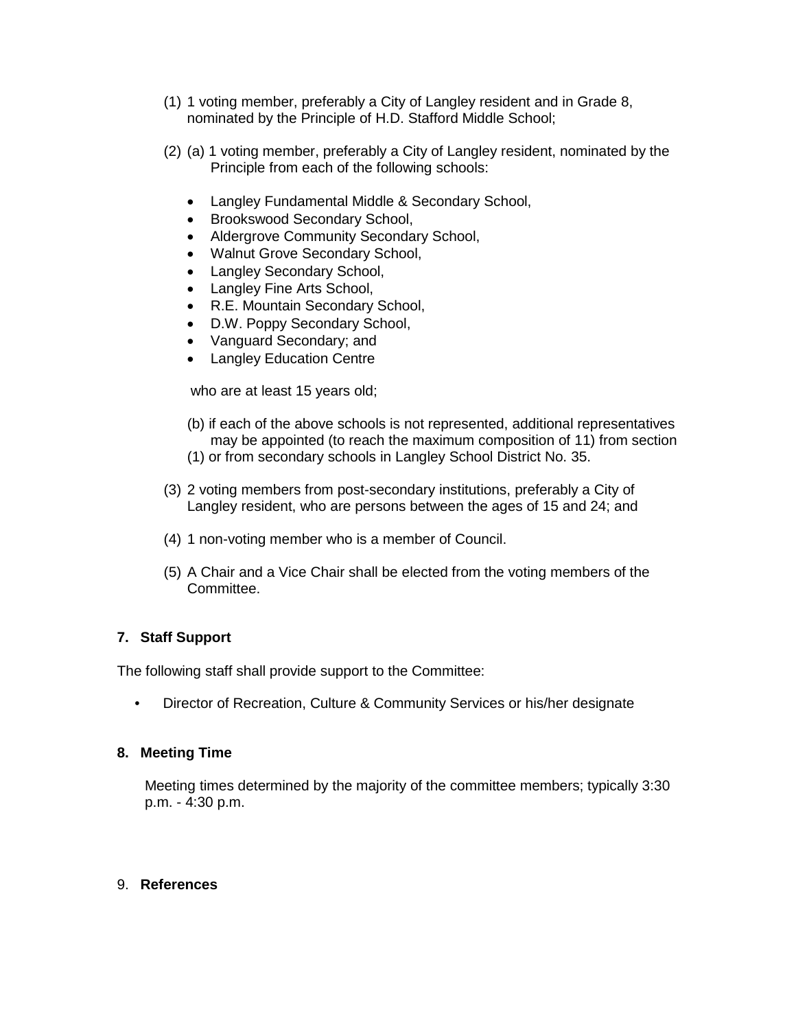(1) 1 voting member, preferably a City of Langley resident and in Grade 8, nominated by the Principle of H.D. Stafford Middle School;

(2) (a) 1 voting member, preferably a City of Langley resident, nominated by the Principle from each of the following schools:

- Langley Fundamental Middle & Secondary School,
- Brookswood Secondary School,
- Aldergrove Community Secondary School,
- Walnut Grove Secondary School,
- Langley Secondary School,
- Langley Fine Arts School,
- R.E. Mountain Secondary School,
- D.W. Poppy Secondary School,
- Vanguard Secondary; and
- Langley Education Centre

who are at least 15 years old;

(b) if each of the above schools is not represented, additional representatives may be appointed (to reach the maximum composition of 11) from section (1) or from secondary schools in Langley School District No. 35.

(3) 2 voting members from post-secondary institutions, preferably a City of Langley resident, who are persons between the ages of 15 and 24; and

(4) 1 non-voting member who is a member of Council.

(5) A Chair and a Vice Chair shall be elected from the voting members of the Committee.

**7. Staff Support**

The following staff shall provide support to the Committee:

- Director of Recreation, Culture & Community Services or his/her designate

**8. Meeting Time**

Meeting times determined by the majority of the committee members; typically 3:30 p.m. - 4:30 p.m.

9. **References**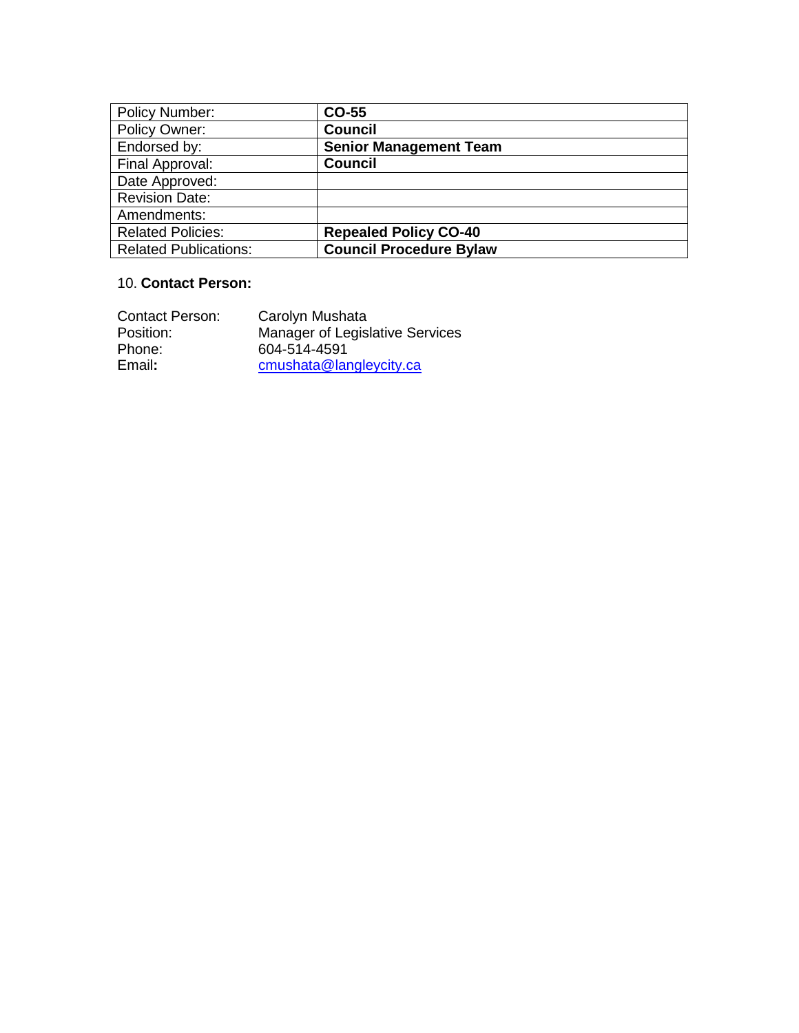| | |
|---|---|
| Policy Number: | **CO-55** |
| Policy Owner: | **Council** |
| Endorsed by: | **Senior Management Team** |
| Final Approval: | **Council** |
| Date Approved: | |
| Revision Date: | |
| Amendments: | |
| Related Policies: | **Repealed Policy CO-40** |
| Related Publications: | **Council Procedure Bylaw** |

10. **Contact Person:**

Contact Person: Carolyn Mushata
Position: Manager of Legislative Services
Phone: 604-514-4591
Email**:** cmushata@langleycity.ca